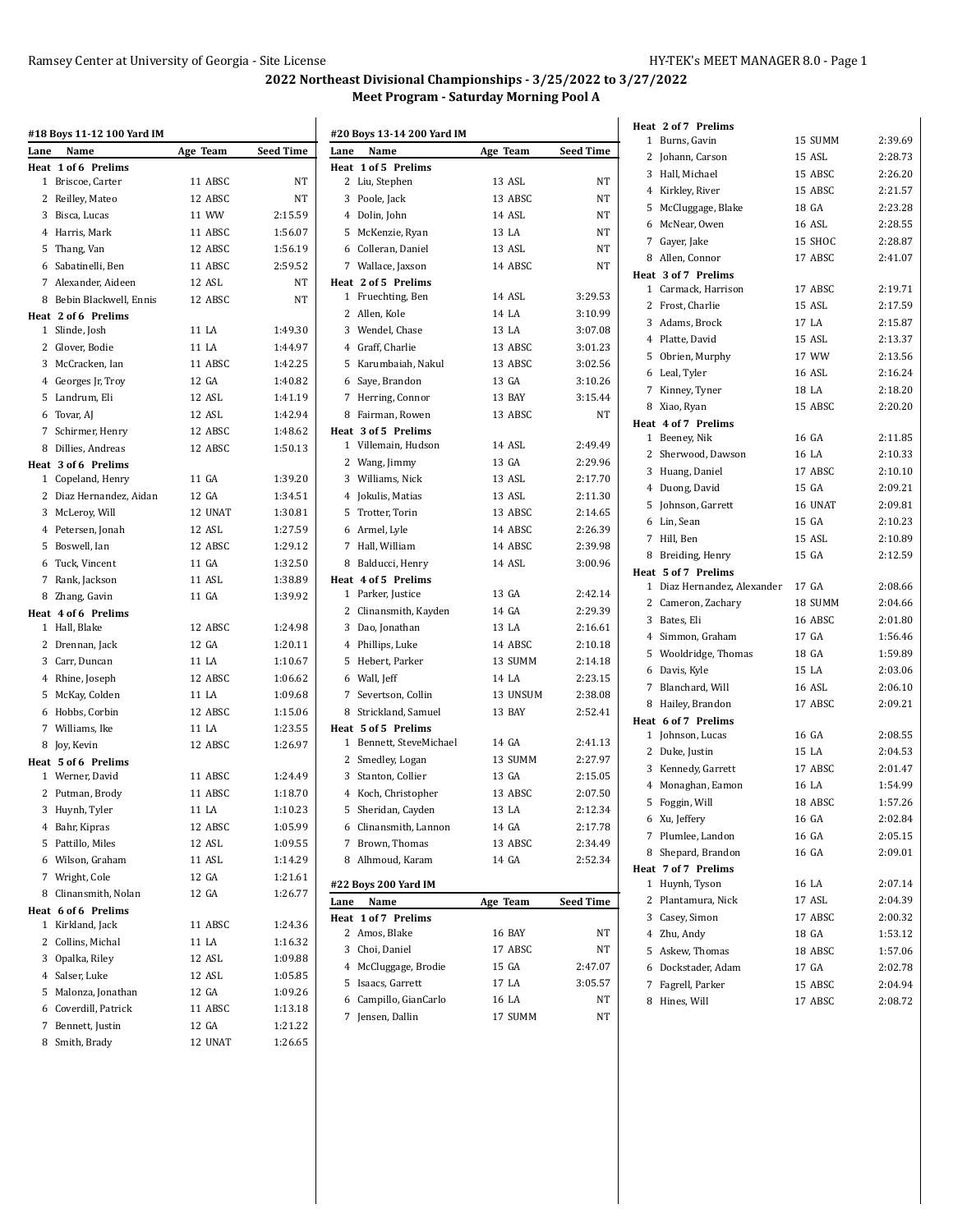# 2022 Northeast Divisional Championships - 3/25/2022 to 3/27/2022

## Meet Program - Saturday Morning Pool A

### #18 Boys 11-12 100 Yard IM

| Lane | Name | Age | Team | Seed Time |
|---|---|---|---|---|
| **Heat 1 of 6 Prelims** | | | | |
| 1 | Briscoe, Carter | 11 | ABSC | NT |
| 2 | Reilley, Mateo | 12 | ABSC | NT |
| 3 | Bisca, Lucas | 11 | WW | 2:15.59 |
| 4 | Harris, Mark | 11 | ABSC | 1:56.07 |
| 5 | Thang, Van | 12 | ABSC | 1:56.19 |
| 6 | Sabatinelli, Ben | 11 | ABSC | 2:59.52 |
| 7 | Alexander, Aideen | 12 | ASL | NT |
| 8 | Bebin Blackwell, Ennis | 12 | ABSC | NT |
| **Heat 2 of 6 Prelims** | | | | |
| 1 | Slinde, Josh | 11 | LA | 1:49.30 |
| 2 | Glover, Bodie | 11 | LA | 1:44.97 |
| 3 | McCracken, Ian | 11 | ABSC | 1:42.25 |
| 4 | Georges Jr, Troy | 12 | GA | 1:40.82 |
| 5 | Landrum, Eli | 12 | ASL | 1:41.19 |
| 6 | Tovar, AJ | 12 | ASL | 1:42.94 |
| 7 | Schirmer, Henry | 12 | ABSC | 1:48.62 |
| 8 | Dillies, Andreas | 12 | ABSC | 1:50.13 |
| **Heat 3 of 6 Prelims** | | | | |
| 1 | Copeland, Henry | 11 | GA | 1:39.20 |
| 2 | Diaz Hernandez, Aidan | 12 | GA | 1:34.51 |
| 3 | McLeroy, Will | 12 | UNAT | 1:30.81 |
| 4 | Petersen, Jonah | 12 | ASL | 1:27.59 |
| 5 | Boswell, Ian | 12 | ABSC | 1:29.12 |
| 6 | Tuck, Vincent | 11 | GA | 1:32.50 |
| 7 | Rank, Jackson | 11 | ASL | 1:38.89 |
| 8 | Zhang, Gavin | 11 | GA | 1:39.92 |
| **Heat 4 of 6 Prelims** | | | | |
| 1 | Hall, Blake | 12 | ABSC | 1:24.98 |
| 2 | Drennan, Jack | 12 | GA | 1:20.11 |
| 3 | Carr, Duncan | 11 | LA | 1:10.67 |
| 4 | Rhine, Joseph | 12 | ABSC | 1:06.62 |
| 5 | McKay, Colden | 11 | LA | 1:09.68 |
| 6 | Hobbs, Corbin | 12 | ABSC | 1:15.06 |
| 7 | Williams, Ike | 11 | LA | 1:23.55 |
| 8 | Joy, Kevin | 12 | ABSC | 1:26.97 |
| **Heat 5 of 6 Prelims** | | | | |
| 1 | Werner, David | 11 | ABSC | 1:24.49 |
| 2 | Putman, Brody | 11 | ABSC | 1:18.70 |
| 3 | Huynh, Tyler | 11 | LA | 1:10.23 |
| 4 | Bahr, Kipras | 12 | ABSC | 1:05.99 |
| 5 | Pattillo, Miles | 12 | ASL | 1:09.55 |
| 6 | Wilson, Graham | 11 | ASL | 1:14.29 |
| 7 | Wright, Cole | 12 | GA | 1:21.61 |
| 8 | Clinansmith, Nolan | 12 | GA | 1:26.77 |
| **Heat 6 of 6 Prelims** | | | | |
| 1 | Kirkland, Jack | 11 | ABSC | 1:24.36 |
| 2 | Collins, Michal | 11 | LA | 1:16.32 |
| 3 | Opalka, Riley | 12 | ASL | 1:09.88 |
| 4 | Salser, Luke | 12 | ASL | 1:05.85 |
| 5 | Malonza, Jonathan | 12 | GA | 1:09.26 |
| 6 | Coverdill, Patrick | 11 | ABSC | 1:13.18 |
| 7 | Bennett, Justin | 12 | GA | 1:21.22 |
| 8 | Smith, Brady | 12 | UNAT | 1:26.65 |

### #20 Boys 13-14 200 Yard IM

| Lane | Name | Age | Team | Seed Time |
|---|---|---|---|---|
| **Heat 1 of 5 Prelims** | | | | |
| 2 | Liu, Stephen | 13 | ASL | NT |
| 3 | Poole, Jack | 13 | ABSC | NT |
| 4 | Dolin, John | 14 | ASL | NT |
| 5 | McKenzie, Ryan | 13 | LA | NT |
| 6 | Colleran, Daniel | 13 | ASL | NT |
| 7 | Wallace, Jaxson | 14 | ABSC | NT |
| **Heat 2 of 5 Prelims** | | | | |
| 1 | Fruechting, Ben | 14 | ASL | 3:29.53 |
| 2 | Allen, Kole | 14 | LA | 3:10.99 |
| 3 | Wendel, Chase | 13 | LA | 3:07.08 |
| 4 | Graff, Charlie | 13 | ABSC | 3:01.23 |
| 5 | Karumbaiah, Nakul | 13 | ABSC | 3:02.56 |
| 6 | Saye, Brandon | 13 | GA | 3:10.26 |
| 7 | Herring, Connor | 13 | BAY | 3:15.44 |
| 8 | Fairman, Rowen | 13 | ABSC | NT |
| **Heat 3 of 5 Prelims** | | | | |
| 1 | Villemain, Hudson | 14 | ASL | 2:49.49 |
| 2 | Wang, Jimmy | 13 | GA | 2:29.96 |
| 3 | Williams, Nick | 13 | ASL | 2:17.70 |
| 4 | Jokulis, Matias | 13 | ASL | 2:11.30 |
| 5 | Trotter, Torin | 13 | ABSC | 2:14.65 |
| 6 | Armel, Lyle | 14 | ABSC | 2:26.39 |
| 7 | Hall, William | 14 | ABSC | 2:39.98 |
| 8 | Balducci, Henry | 14 | ASL | 3:00.96 |
| **Heat 4 of 5 Prelims** | | | | |
| 1 | Parker, Justice | 13 | GA | 2:42.14 |
| 2 | Clinansmith, Kayden | 14 | GA | 2:29.39 |
| 3 | Dao, Jonathan | 13 | LA | 2:16.61 |
| 4 | Phillips, Luke | 14 | ABSC | 2:10.18 |
| 5 | Hebert, Parker | 13 | SUMM | 2:14.18 |
| 6 | Wall, Jeff | 14 | LA | 2:23.15 |
| 7 | Severtson, Collin | 13 | UNSUM | 2:38.08 |
| 8 | Strickland, Samuel | 13 | BAY | 2:52.41 |
| **Heat 5 of 5 Prelims** | | | | |
| 1 | Bennett, SteveMichael | 14 | GA | 2:41.13 |
| 2 | Smedley, Logan | 13 | SUMM | 2:27.97 |
| 3 | Stanton, Collier | 13 | GA | 2:15.05 |
| 4 | Koch, Christopher | 13 | ABSC | 2:07.50 |
| 5 | Sheridan, Cayden | 13 | LA | 2:12.34 |
| 6 | Clinansmith, Lannon | 14 | GA | 2:17.78 |
| 7 | Brown, Thomas | 13 | ABSC | 2:34.49 |
| 8 | Alhmoud, Karam | 14 | GA | 2:52.34 |

### #22 Boys 200 Yard IM

| Lane | Name | Age | Team | Seed Time |
|---|---|---|---|---|
| **Heat 1 of 7 Prelims** | | | | |
| 2 | Amos, Blake | 16 | BAY | NT |
| 3 | Choi, Daniel | 17 | ABSC | NT |
| 4 | McCluggage, Brodie | 15 | GA | 2:47.07 |
| 5 | Isaacs, Garrett | 17 | LA | 3:05.57 |
| 6 | Campillo, GianCarlo | 16 | LA | NT |
| 7 | Jensen, Dallin | 17 | SUMM | NT |
| **Heat 2 of 7 Prelims** | | | | |
| 1 | Burns, Gavin | 15 | SUMM | 2:39.69 |
| 2 | Johann, Carson | 15 | ASL | 2:28.73 |
| 3 | Hall, Michael | 15 | ABSC | 2:26.20 |
| 4 | Kirkley, River | 15 | ABSC | 2:21.57 |
| 5 | McCluggage, Blake | 18 | GA | 2:23.28 |
| 6 | McNear, Owen | 16 | ASL | 2:28.55 |
| 7 | Gayer, Jake | 15 | SHOC | 2:28.87 |
| 8 | Allen, Connor | 17 | ABSC | 2:41.07 |
| **Heat 3 of 7 Prelims** | | | | |
| 1 | Carmack, Harrison | 17 | ABSC | 2:19.71 |
| 2 | Frost, Charlie | 15 | ASL | 2:17.59 |
| 3 | Adams, Brock | 17 | LA | 2:15.87 |
| 4 | Platte, David | 15 | ASL | 2:13.37 |
| 5 | Obrien, Murphy | 17 | WW | 2:13.56 |
| 6 | Leal, Tyler | 16 | ASL | 2:16.24 |
| 7 | Kinney, Tyner | 18 | LA | 2:18.20 |
| 8 | Xiao, Ryan | 15 | ABSC | 2:20.20 |
| **Heat 4 of 7 Prelims** | | | | |
| 1 | Beeney, Nik | 16 | GA | 2:11.85 |
| 2 | Sherwood, Dawson | 16 | LA | 2:10.33 |
| 3 | Huang, Daniel | 17 | ABSC | 2:10.10 |
| 4 | Duong, David | 15 | GA | 2:09.21 |
| 5 | Johnson, Garrett | 16 | UNAT | 2:09.81 |
| 6 | Lin, Sean | 15 | GA | 2:10.23 |
| 7 | Hill, Ben | 15 | ASL | 2:10.89 |
| 8 | Breiding, Henry | 15 | GA | 2:12.59 |
| **Heat 5 of 7 Prelims** | | | | |
| 1 | Diaz Hernandez, Alexander | 17 | GA | 2:08.66 |
| 2 | Cameron, Zachary | 18 | SUMM | 2:04.66 |
| 3 | Bates, Eli | 16 | ABSC | 2:01.80 |
| 4 | Simmon, Graham | 17 | GA | 1:56.46 |
| 5 | Wooldridge, Thomas | 18 | GA | 1:59.89 |
| 6 | Davis, Kyle | 15 | LA | 2:03.06 |
| 7 | Blanchard, Will | 16 | ASL | 2:06.10 |
| 8 | Hailey, Brandon | 17 | ABSC | 2:09.21 |
| **Heat 6 of 7 Prelims** | | | | |
| 1 | Johnson, Lucas | 16 | GA | 2:08.55 |
| 2 | Duke, Justin | 15 | LA | 2:04.53 |
| 3 | Kennedy, Garrett | 17 | ABSC | 2:01.47 |
| 4 | Monaghan, Eamon | 16 | LA | 1:54.99 |
| 5 | Foggin, Will | 18 | ABSC | 1:57.26 |
| 6 | Xu, Jeffery | 16 | GA | 2:02.84 |
| 7 | Plumlee, Landon | 16 | GA | 2:05.15 |
| 8 | Shepard, Brandon | 16 | GA | 2:09.01 |
| **Heat 7 of 7 Prelims** | | | | |
| 1 | Huynh, Tyson | 16 | LA | 2:07.14 |
| 2 | Plantamura, Nick | 17 | ASL | 2:04.39 |
| 3 | Casey, Simon | 17 | ABSC | 2:00.32 |
| 4 | Zhu, Andy | 18 | GA | 1:53.12 |
| 5 | Askew, Thomas | 18 | ABSC | 1:57.06 |
| 6 | Dockstader, Adam | 17 | GA | 2:02.78 |
| 7 | Fagrell, Parker | 15 | ABSC | 2:04.94 |
| 8 | Hines, Will | 17 | ABSC | 2:08.72 |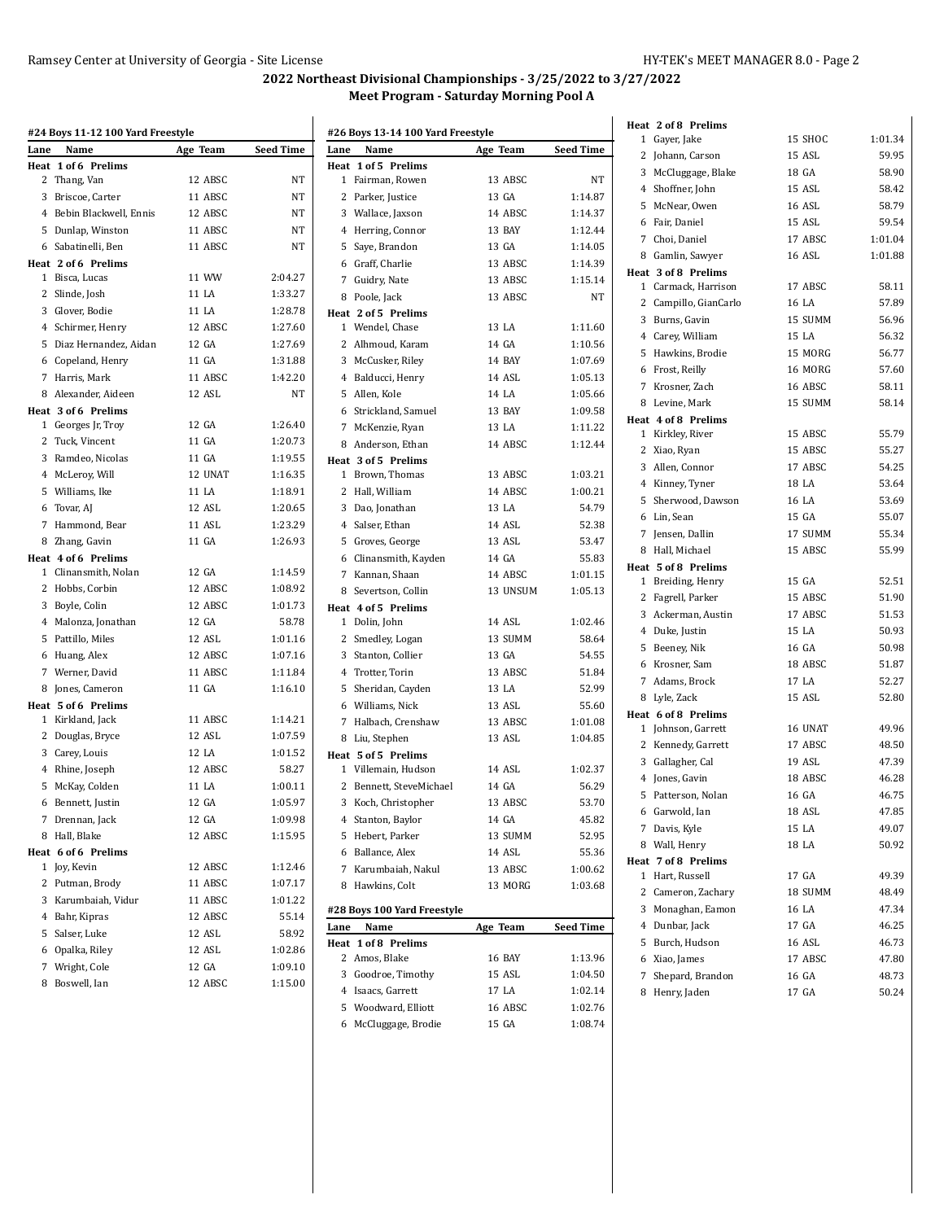## 2022 Northeast Divisional Championships - 3/25/2022 to 3/27/2022

### Meet Program - Saturday Morning Pool A

#### #24 Boys 11-12 100 Yard Freestyle

| Lane | Name | Age | Team | Seed Time |
|---|---|---|---|---|
| **Heat 1 of 6 Prelims** | | | | |
| 2 | Thang, Van | 12 | ABSC | NT |
| 3 | Briscoe, Carter | 11 | ABSC | NT |
| 4 | Bebin Blackwell, Ennis | 12 | ABSC | NT |
| 5 | Dunlap, Winston | 11 | ABSC | NT |
| 6 | Sabatinelli, Ben | 11 | ABSC | NT |
| **Heat 2 of 6 Prelims** | | | | |
| 1 | Bisca, Lucas | 11 | WW | 2:04.27 |
| 2 | Slinde, Josh | 11 | LA | 1:33.27 |
| 3 | Glover, Bodie | 11 | LA | 1:28.78 |
| 4 | Schirmer, Henry | 12 | ABSC | 1:27.60 |
| 5 | Diaz Hernandez, Aidan | 12 | GA | 1:27.69 |
| 6 | Copeland, Henry | 11 | GA | 1:31.88 |
| 7 | Harris, Mark | 11 | ABSC | 1:42.20 |
| 8 | Alexander, Aideen | 12 | ASL | NT |
| **Heat 3 of 6 Prelims** | | | | |
| 1 | Georges Jr, Troy | 12 | GA | 1:26.40 |
| 2 | Tuck, Vincent | 11 | GA | 1:20.73 |
| 3 | Ramdeo, Nicolas | 11 | GA | 1:19.55 |
| 4 | McLeroy, Will | 12 | UNAT | 1:16.35 |
| 5 | Williams, Ike | 11 | LA | 1:18.91 |
| 6 | Tovar, AJ | 12 | ASL | 1:20.65 |
| 7 | Hammond, Bear | 11 | ASL | 1:23.29 |
| 8 | Zhang, Gavin | 11 | GA | 1:26.93 |
| **Heat 4 of 6 Prelims** | | | | |
| 1 | Clinansmith, Nolan | 12 | GA | 1:14.59 |
| 2 | Hobbs, Corbin | 12 | ABSC | 1:08.92 |
| 3 | Boyle, Colin | 12 | ABSC | 1:01.73 |
| 4 | Malonza, Jonathan | 12 | GA | 58.78 |
| 5 | Pattillo, Miles | 12 | ASL | 1:01.16 |
| 6 | Huang, Alex | 12 | ABSC | 1:07.16 |
| 7 | Werner, David | 11 | ABSC | 1:11.84 |
| 8 | Jones, Cameron | 11 | GA | 1:16.10 |
| **Heat 5 of 6 Prelims** | | | | |
| 1 | Kirkland, Jack | 11 | ABSC | 1:14.21 |
| 2 | Douglas, Bryce | 12 | ASL | 1:07.59 |
| 3 | Carey, Louis | 12 | LA | 1:01.52 |
| 4 | Rhine, Joseph | 12 | ABSC | 58.27 |
| 5 | McKay, Colden | 11 | LA | 1:00.11 |
| 6 | Bennett, Justin | 12 | GA | 1:05.97 |
| 7 | Drennan, Jack | 12 | GA | 1:09.98 |
| 8 | Hall, Blake | 12 | ABSC | 1:15.95 |
| **Heat 6 of 6 Prelims** | | | | |
| 1 | Joy, Kevin | 12 | ABSC | 1:12.46 |
| 2 | Putman, Brody | 11 | ABSC | 1:07.17 |
| 3 | Karumbaiah, Vidur | 11 | ABSC | 1:01.22 |
| 4 | Bahr, Kipras | 12 | ABSC | 55.14 |
| 5 | Salser, Luke | 12 | ASL | 58.92 |
| 6 | Opalka, Riley | 12 | ASL | 1:02.86 |
| 7 | Wright, Cole | 12 | GA | 1:09.10 |
| 8 | Boswell, Ian | 12 | ABSC | 1:15.00 |

#### #26 Boys 13-14 100 Yard Freestyle

| Lane | Name | Age | Team | Seed Time |
|---|---|---|---|---|
| **Heat 1 of 5 Prelims** | | | | |
| 1 | Fairman, Rowen | 13 | ABSC | NT |
| 2 | Parker, Justice | 13 | GA | 1:14.87 |
| 3 | Wallace, Jaxson | 14 | ABSC | 1:14.37 |
| 4 | Herring, Connor | 13 | BAY | 1:12.44 |
| 5 | Saye, Brandon | 13 | GA | 1:14.05 |
| 6 | Graff, Charlie | 13 | ABSC | 1:14.39 |
| 7 | Guidry, Nate | 13 | ABSC | 1:15.14 |
| 8 | Poole, Jack | 13 | ABSC | NT |
| **Heat 2 of 5 Prelims** | | | | |
| 1 | Wendel, Chase | 13 | LA | 1:11.60 |
| 2 | Alhmoud, Karam | 14 | GA | 1:10.56 |
| 3 | McCusker, Riley | 14 | BAY | 1:07.69 |
| 4 | Balducci, Henry | 14 | ASL | 1:05.13 |
| 5 | Allen, Kole | 14 | LA | 1:05.66 |
| 6 | Strickland, Samuel | 13 | BAY | 1:09.58 |
| 7 | McKenzie, Ryan | 13 | LA | 1:11.22 |
| 8 | Anderson, Ethan | 14 | ABSC | 1:12.44 |
| **Heat 3 of 5 Prelims** | | | | |
| 1 | Brown, Thomas | 13 | ABSC | 1:03.21 |
| 2 | Hall, William | 14 | ABSC | 1:00.21 |
| 3 | Dao, Jonathan | 13 | LA | 54.79 |
| 4 | Salser, Ethan | 14 | ASL | 52.38 |
| 5 | Groves, George | 13 | ASL | 53.47 |
| 6 | Clinansmith, Kayden | 14 | GA | 55.83 |
| 7 | Kannan, Shaan | 14 | ABSC | 1:01.15 |
| 8 | Severtson, Collin | 13 | UNSUM | 1:05.13 |
| **Heat 4 of 5 Prelims** | | | | |
| 1 | Dolin, John | 14 | ASL | 1:02.46 |
| 2 | Smedley, Logan | 13 | SUMM | 58.64 |
| 3 | Stanton, Collier | 13 | GA | 54.55 |
| 4 | Trotter, Torin | 13 | ABSC | 51.84 |
| 5 | Sheridan, Cayden | 13 | LA | 52.99 |
| 6 | Williams, Nick | 13 | ASL | 55.60 |
| 7 | Halbach, Crenshaw | 13 | ABSC | 1:01.08 |
| 8 | Liu, Stephen | 13 | ASL | 1:04.85 |
| **Heat 5 of 5 Prelims** | | | | |
| 1 | Villemain, Hudson | 14 | ASL | 1:02.37 |
| 2 | Bennett, SteveMichael | 14 | GA | 56.29 |
| 3 | Koch, Christopher | 13 | ABSC | 53.70 |
| 4 | Stanton, Baylor | 14 | GA | 45.82 |
| 5 | Hebert, Parker | 13 | SUMM | 52.95 |
| 6 | Ballance, Alex | 14 | ASL | 55.36 |
| 7 | Karumbaiah, Nakul | 13 | ABSC | 1:00.62 |
| 8 | Hawkins, Colt | 13 | MORG | 1:03.68 |

#### #28 Boys 100 Yard Freestyle

| Lane | Name | Age | Team | Seed Time |
|---|---|---|---|---|
| **Heat 1 of 8 Prelims** | | | | |
| 2 | Amos, Blake | 16 | BAY | 1:13.96 |
| 3 | Goodroe, Timothy | 15 | ASL | 1:04.50 |
| 4 | Isaacs, Garrett | 17 | LA | 1:02.14 |
| 5 | Woodward, Elliott | 16 | ABSC | 1:02.76 |
| 6 | McCluggage, Brodie | 15 | GA | 1:08.74 |
| **Heat 2 of 8 Prelims** | | | | |
| 1 | Gayer, Jake | 15 | SHOC | 1:01.34 |
| 2 | Johann, Carson | 15 | ASL | 59.95 |
| 3 | McCluggage, Blake | 18 | GA | 58.90 |
| 4 | Shoffner, John | 15 | ASL | 58.42 |
| 5 | McNear, Owen | 16 | ASL | 58.79 |
| 6 | Fair, Daniel | 15 | ASL | 59.54 |
| 7 | Choi, Daniel | 17 | ABSC | 1:01.04 |
| 8 | Gamlin, Sawyer | 16 | ASL | 1:01.88 |
| **Heat 3 of 8 Prelims** | | | | |
| 1 | Carmack, Harrison | 17 | ABSC | 58.11 |
| 2 | Campillo, GianCarlo | 16 | LA | 57.89 |
| 3 | Burns, Gavin | 15 | SUMM | 56.96 |
| 4 | Carey, William | 15 | LA | 56.32 |
| 5 | Hawkins, Brodie | 15 | MORG | 56.77 |
| 6 | Frost, Reilly | 16 | MORG | 57.60 |
| 7 | Krosner, Zach | 16 | ABSC | 58.11 |
| 8 | Levine, Mark | 15 | SUMM | 58.14 |
| **Heat 4 of 8 Prelims** | | | | |
| 1 | Kirkley, River | 15 | ABSC | 55.79 |
| 2 | Xiao, Ryan | 15 | ABSC | 55.27 |
| 3 | Allen, Connor | 17 | ABSC | 54.25 |
| 4 | Kinney, Tyner | 18 | LA | 53.64 |
| 5 | Sherwood, Dawson | 16 | LA | 53.69 |
| 6 | Lin, Sean | 15 | GA | 55.07 |
| 7 | Jensen, Dallin | 17 | SUMM | 55.34 |
| 8 | Hall, Michael | 15 | ABSC | 55.99 |
| **Heat 5 of 8 Prelims** | | | | |
| 1 | Breiding, Henry | 15 | GA | 52.51 |
| 2 | Fagrell, Parker | 15 | ABSC | 51.90 |
| 3 | Ackerman, Austin | 17 | ABSC | 51.53 |
| 4 | Duke, Justin | 15 | LA | 50.93 |
| 5 | Beeney, Nik | 16 | GA | 50.98 |
| 6 | Krosner, Sam | 18 | ABSC | 51.87 |
| 7 | Adams, Brock | 17 | LA | 52.27 |
| 8 | Lyle, Zack | 15 | ASL | 52.80 |
| **Heat 6 of 8 Prelims** | | | | |
| 1 | Johnson, Garrett | 16 | UNAT | 49.96 |
| 2 | Kennedy, Garrett | 17 | ABSC | 48.50 |
| 3 | Gallagher, Cal | 19 | ASL | 47.39 |
| 4 | Jones, Gavin | 18 | ABSC | 46.28 |
| 5 | Patterson, Nolan | 16 | GA | 46.75 |
| 6 | Garwold, Ian | 18 | ASL | 47.85 |
| 7 | Davis, Kyle | 15 | LA | 49.07 |
| 8 | Wall, Henry | 18 | LA | 50.92 |
| **Heat 7 of 8 Prelims** | | | | |
| 1 | Hart, Russell | 17 | GA | 49.39 |
| 2 | Cameron, Zachary | 18 | SUMM | 48.49 |
| 3 | Monaghan, Eamon | 16 | LA | 47.34 |
| 4 | Dunbar, Jack | 17 | GA | 46.25 |
| 5 | Burch, Hudson | 16 | ASL | 46.73 |
| 6 | Xiao, James | 17 | ABSC | 47.80 |
| 7 | Shepard, Brandon | 16 | GA | 48.73 |
| 8 | Henry, Jaden | 17 | GA | 50.24 |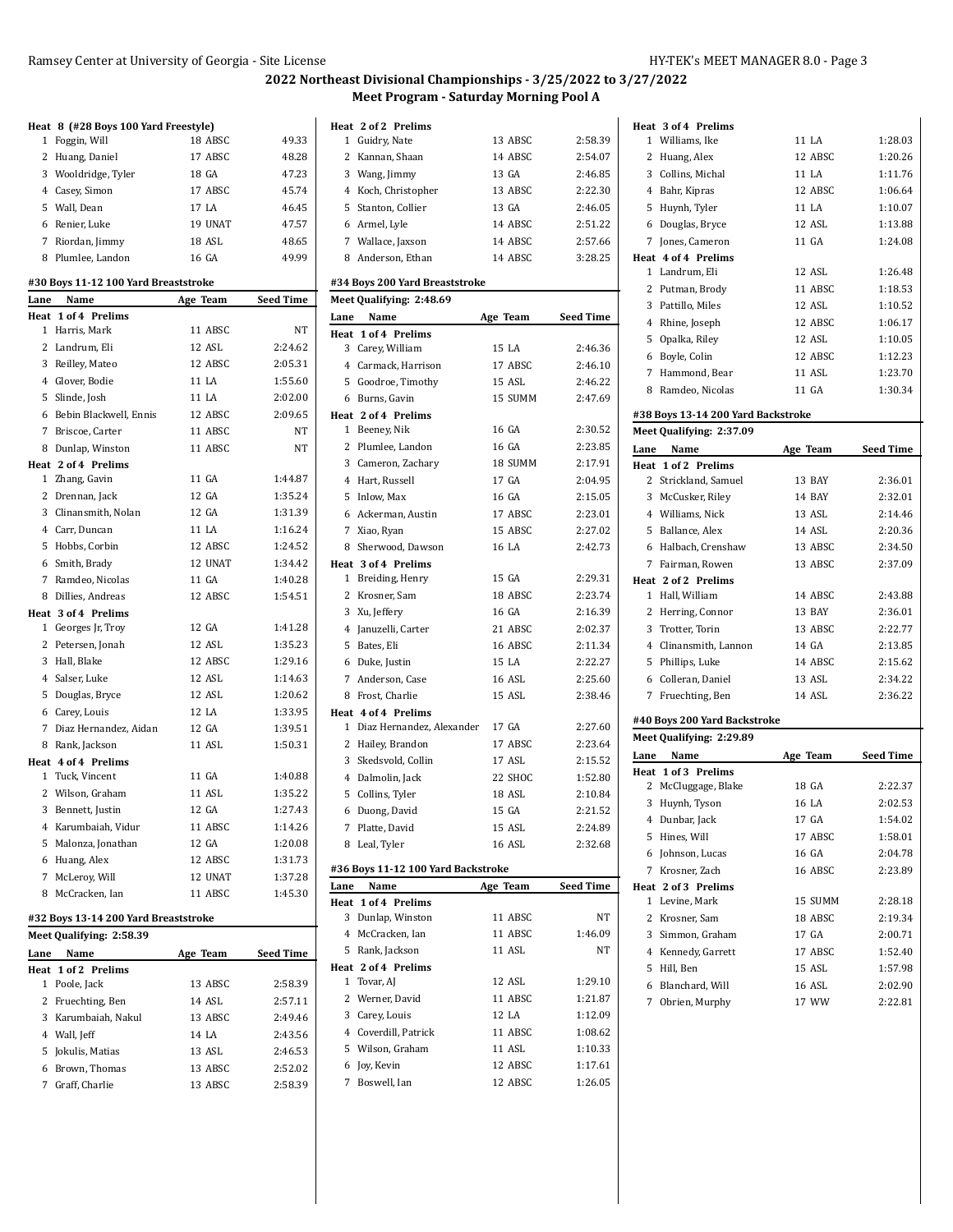## 2022 Northeast Divisional Championships - 3/25/2022 to 3/27/2022
### Meet Program - Saturday Morning Pool A

**Heat 8 (#28 Boys 100 Yard Freestyle)**

| Lane | Name | Age | Team | Seed Time |
|---|---|---|---|---|
| 1 | Foggin, Will | 18 | ABSC | 49.33 |
| 2 | Huang, Daniel | 17 | ABSC | 48.28 |
| 3 | Wooldridge, Tyler | 18 | GA | 47.23 |
| 4 | Casey, Simon | 17 | ABSC | 45.74 |
| 5 | Wall, Dean | 17 | LA | 46.45 |
| 6 | Renier, Luke | 19 | UNAT | 47.57 |
| 7 | Riordan, Jimmy | 18 | ASL | 48.65 |
| 8 | Plumlee, Landon | 16 | GA | 49.99 |

**#30 Boys 11-12 100 Yard Breaststroke**

| Lane | Name | Age | Team | Seed Time |
|---|---|---|---|---|
| **Heat 1 of 4 Prelims** | | | | |
| 1 | Harris, Mark | 11 | ABSC | NT |
| 2 | Landrum, Eli | 12 | ASL | 2:24.62 |
| 3 | Reilley, Mateo | 12 | ABSC | 2:05.31 |
| 4 | Glover, Bodie | 11 | LA | 1:55.60 |
| 5 | Slinde, Josh | 11 | LA | 2:02.00 |
| 6 | Bebin Blackwell, Ennis | 12 | ABSC | 2:09.65 |
| 7 | Briscoe, Carter | 11 | ABSC | NT |
| 8 | Dunlap, Winston | 11 | ABSC | NT |
| **Heat 2 of 4 Prelims** | | | | |
| 1 | Zhang, Gavin | 11 | GA | 1:44.87 |
| 2 | Drennan, Jack | 12 | GA | 1:35.24 |
| 3 | Clinansmith, Nolan | 12 | GA | 1:31.39 |
| 4 | Carr, Duncan | 11 | LA | 1:16.24 |
| 5 | Hobbs, Corbin | 12 | ABSC | 1:24.52 |
| 6 | Smith, Brady | 12 | UNAT | 1:34.42 |
| 7 | Ramdeo, Nicolas | 11 | GA | 1:40.28 |
| 8 | Dillies, Andreas | 12 | ABSC | 1:54.51 |
| **Heat 3 of 4 Prelims** | | | | |
| 1 | Georges Jr, Troy | 12 | GA | 1:41.28 |
| 2 | Petersen, Jonah | 12 | ASL | 1:35.23 |
| 3 | Hall, Blake | 12 | ABSC | 1:29.16 |
| 4 | Salser, Luke | 12 | ASL | 1:14.63 |
| 5 | Douglas, Bryce | 12 | ASL | 1:20.62 |
| 6 | Carey, Louis | 12 | LA | 1:33.95 |
| 7 | Diaz Hernandez, Aidan | 12 | GA | 1:39.51 |
| 8 | Rank, Jackson | 11 | ASL | 1:50.31 |
| **Heat 4 of 4 Prelims** | | | | |
| 1 | Tuck, Vincent | 11 | GA | 1:40.88 |
| 2 | Wilson, Graham | 11 | ASL | 1:35.22 |
| 3 | Bennett, Justin | 12 | GA | 1:27.43 |
| 4 | Karumbaiah, Vidur | 11 | ABSC | 1:14.26 |
| 5 | Malonza, Jonathan | 12 | GA | 1:20.08 |
| 6 | Huang, Alex | 12 | ABSC | 1:31.73 |
| 7 | McLeroy, Will | 12 | UNAT | 1:37.28 |
| 8 | McCracken, Ian | 11 | ABSC | 1:45.30 |

**#32 Boys 13-14 200 Yard Breaststroke**

Meet Qualifying: 2:58.39

| Lane | Name | Age | Team | Seed Time |
|---|---|---|---|---|
| **Heat 1 of 2 Prelims** | | | | |
| 1 | Poole, Jack | 13 | ABSC | 2:58.39 |
| 2 | Fruechting, Ben | 14 | ASL | 2:57.11 |
| 3 | Karumbaiah, Nakul | 13 | ABSC | 2:49.46 |
| 4 | Wall, Jeff | 14 | LA | 2:43.56 |
| 5 | Jokulis, Matias | 13 | ASL | 2:46.53 |
| 6 | Brown, Thomas | 13 | ABSC | 2:52.02 |
| 7 | Graff, Charlie | 13 | ABSC | 2:58.39 |
| **Heat 2 of 2 Prelims** | | | | |
| 1 | Guidry, Nate | 13 | ABSC | 2:58.39 |
| 2 | Kannan, Shaan | 14 | ABSC | 2:54.07 |
| 3 | Wang, Jimmy | 13 | GA | 2:46.85 |
| 4 | Koch, Christopher | 13 | ABSC | 2:22.30 |
| 5 | Stanton, Collier | 13 | GA | 2:46.05 |
| 6 | Armel, Lyle | 14 | ABSC | 2:51.22 |
| 7 | Wallace, Jaxson | 14 | ABSC | 2:57.66 |
| 8 | Anderson, Ethan | 14 | ABSC | 3:28.25 |

**#34 Boys 200 Yard Breaststroke**

Meet Qualifying: 2:48.69

| Lane | Name | Age | Team | Seed Time |
|---|---|---|---|---|
| **Heat 1 of 4 Prelims** | | | | |
| 3 | Carey, William | 15 | LA | 2:46.36 |
| 4 | Carmack, Harrison | 17 | ABSC | 2:46.10 |
| 5 | Goodroe, Timothy | 15 | ASL | 2:46.22 |
| 6 | Burns, Gavin | 15 | SUMM | 2:47.69 |
| **Heat 2 of 4 Prelims** | | | | |
| 1 | Beeney, Nik | 16 | GA | 2:30.52 |
| 2 | Plumlee, Landon | 16 | GA | 2:23.85 |
| 3 | Cameron, Zachary | 18 | SUMM | 2:17.91 |
| 4 | Hart, Russell | 17 | GA | 2:04.95 |
| 5 | Inlow, Max | 16 | GA | 2:15.05 |
| 6 | Ackerman, Austin | 17 | ABSC | 2:23.01 |
| 7 | Xiao, Ryan | 15 | ABSC | 2:27.02 |
| 8 | Sherwood, Dawson | 16 | LA | 2:42.73 |
| **Heat 3 of 4 Prelims** | | | | |
| 1 | Breiding, Henry | 15 | GA | 2:29.31 |
| 2 | Krosner, Sam | 18 | ABSC | 2:23.74 |
| 3 | Xu, Jeffery | 16 | GA | 2:16.39 |
| 4 | Januzelli, Carter | 21 | ABSC | 2:02.37 |
| 5 | Bates, Eli | 16 | ABSC | 2:11.34 |
| 6 | Duke, Justin | 15 | LA | 2:22.27 |
| 7 | Anderson, Case | 16 | ASL | 2:25.60 |
| 8 | Frost, Charlie | 15 | ASL | 2:38.46 |
| **Heat 4 of 4 Prelims** | | | | |
| 1 | Diaz Hernandez, Alexander | 17 | GA | 2:27.60 |
| 2 | Hailey, Brandon | 17 | ABSC | 2:23.64 |
| 3 | Skedsvold, Collin | 17 | ASL | 2:15.52 |
| 4 | Dalmolin, Jack | 22 | SHOC | 1:52.80 |
| 5 | Collins, Tyler | 18 | ASL | 2:10.84 |
| 6 | Duong, David | 15 | GA | 2:21.52 |
| 7 | Platte, David | 15 | ASL | 2:24.89 |
| 8 | Leal, Tyler | 16 | ASL | 2:32.68 |

**#36 Boys 11-12 100 Yard Backstroke**

| Lane | Name | Age | Team | Seed Time |
|---|---|---|---|---|
| **Heat 1 of 4 Prelims** | | | | |
| 3 | Dunlap, Winston | 11 | ABSC | NT |
| 4 | McCracken, Ian | 11 | ABSC | 1:46.09 |
| 5 | Rank, Jackson | 11 | ASL | NT |
| **Heat 2 of 4 Prelims** | | | | |
| 1 | Tovar, AJ | 12 | ASL | 1:29.10 |
| 2 | Werner, David | 11 | ABSC | 1:21.87 |
| 3 | Carey, Louis | 12 | LA | 1:12.09 |
| 4 | Coverdill, Patrick | 11 | ABSC | 1:08.62 |
| 5 | Wilson, Graham | 11 | ASL | 1:10.33 |
| 6 | Joy, Kevin | 12 | ABSC | 1:17.61 |
| 7 | Boswell, Ian | 12 | ABSC | 1:26.05 |
| **Heat 3 of 4 Prelims** | | | | |
| 1 | Williams, Ike | 11 | LA | 1:28.03 |
| 2 | Huang, Alex | 12 | ABSC | 1:20.26 |
| 3 | Collins, Michal | 11 | LA | 1:11.76 |
| 4 | Bahr, Kipras | 12 | ABSC | 1:06.64 |
| 5 | Huynh, Tyler | 11 | LA | 1:10.07 |
| 6 | Douglas, Bryce | 12 | ASL | 1:13.88 |
| 7 | Jones, Cameron | 11 | GA | 1:24.08 |
| **Heat 4 of 4 Prelims** | | | | |
| 1 | Landrum, Eli | 12 | ASL | 1:26.48 |
| 2 | Putman, Brody | 11 | ABSC | 1:18.53 |
| 3 | Pattillo, Miles | 12 | ASL | 1:10.52 |
| 4 | Rhine, Joseph | 12 | ABSC | 1:06.17 |
| 5 | Opalka, Riley | 12 | ASL | 1:10.05 |
| 6 | Boyle, Colin | 12 | ABSC | 1:12.23 |
| 7 | Hammond, Bear | 11 | ASL | 1:23.70 |
| 8 | Ramdeo, Nicolas | 11 | GA | 1:30.34 |

**#38 Boys 13-14 200 Yard Backstroke**

Meet Qualifying: 2:37.09

| Lane | Name | Age | Team | Seed Time |
|---|---|---|---|---|
| **Heat 1 of 2 Prelims** | | | | |
| 2 | Strickland, Samuel | 13 | BAY | 2:36.01 |
| 3 | McCusker, Riley | 14 | BAY | 2:32.01 |
| 4 | Williams, Nick | 13 | ASL | 2:14.46 |
| 5 | Ballance, Alex | 14 | ASL | 2:20.36 |
| 6 | Halbach, Crenshaw | 13 | ABSC | 2:34.50 |
| 7 | Fairman, Rowen | 13 | ABSC | 2:37.09 |
| **Heat 2 of 2 Prelims** | | | | |
| 1 | Hall, William | 14 | ABSC | 2:43.88 |
| 2 | Herring, Connor | 13 | BAY | 2:36.01 |
| 3 | Trotter, Torin | 13 | ABSC | 2:22.77 |
| 4 | Clinansmith, Lannon | 14 | GA | 2:13.85 |
| 5 | Phillips, Luke | 14 | ABSC | 2:15.62 |
| 6 | Colleran, Daniel | 13 | ASL | 2:34.22 |
| 7 | Fruechting, Ben | 14 | ASL | 2:36.22 |

**#40 Boys 200 Yard Backstroke**

Meet Qualifying: 2:29.89

| Lane | Name | Age | Team | Seed Time |
|---|---|---|---|---|
| **Heat 1 of 3 Prelims** | | | | |
| 2 | McCluggage, Blake | 18 | GA | 2:22.37 |
| 3 | Huynh, Tyson | 16 | LA | 2:02.53 |
| 4 | Dunbar, Jack | 17 | GA | 1:54.02 |
| 5 | Hines, Will | 17 | ABSC | 1:58.01 |
| 6 | Johnson, Lucas | 16 | GA | 2:04.78 |
| 7 | Krosner, Zach | 16 | ABSC | 2:23.89 |
| **Heat 2 of 3 Prelims** | | | | |
| 1 | Levine, Mark | 15 | SUMM | 2:28.18 |
| 2 | Krosner, Sam | 18 | ABSC | 2:19.34 |
| 3 | Simmon, Graham | 17 | GA | 2:00.71 |
| 4 | Kennedy, Garrett | 17 | ABSC | 1:52.40 |
| 5 | Hill, Ben | 15 | ASL | 1:57.98 |
| 6 | Blanchard, Will | 16 | ASL | 2:02.90 |
| 7 | Obrien, Murphy | 17 | WW | 2:22.81 |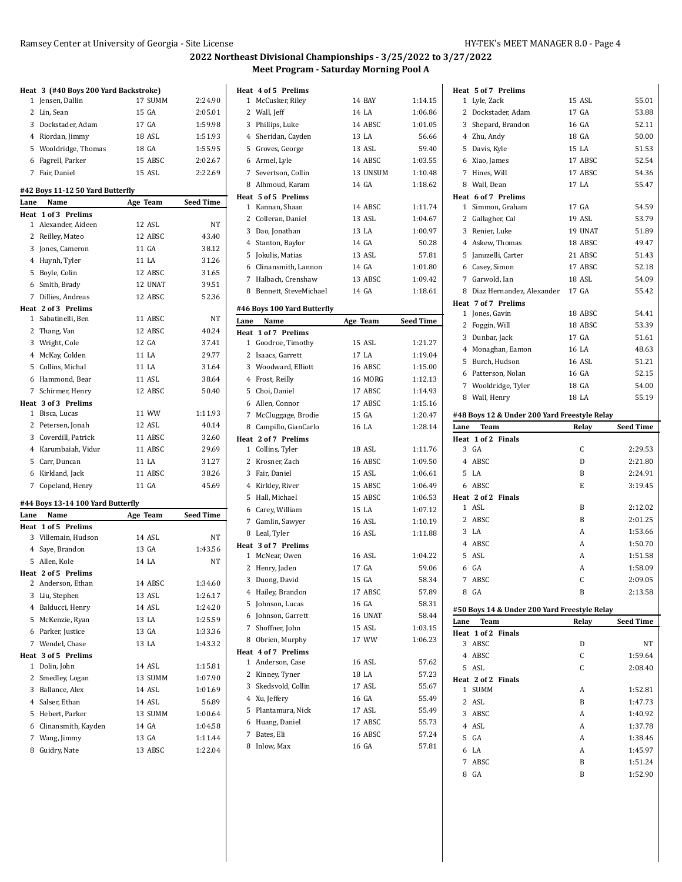## 2022 Northeast Divisional Championships - 3/25/2022 to 3/27/2022

### Meet Program - Saturday Morning Pool A

**Heat 3 (#40 Boys 200 Yard Backstroke)**

| Lane | Name | Age | Team | Seed Time |
|---|---|---|---|---|
| 1 | Jensen, Dallin | 17 | SUMM | 2:24.90 |
| 2 | Lin, Sean | 15 | GA | 2:05.01 |
| 3 | Dockstader, Adam | 17 | GA | 1:59.98 |
| 4 | Riordan, Jimmy | 18 | ASL | 1:51.93 |
| 5 | Wooldridge, Thomas | 18 | GA | 1:55.95 |
| 6 | Fagrell, Parker | 15 | ABSC | 2:02.67 |
| 7 | Fair, Daniel | 15 | ASL | 2:22.69 |

### #42 Boys 11-12 50 Yard Butterfly

| Lane | Name | Age | Team | Seed Time |
|---|---|---|---|---|
| **Heat 1 of 3 Prelims** | | | | |
| 1 | Alexander, Aideen | 12 | ASL | NT |
| 2 | Reilley, Mateo | 12 | ABSC | 43.40 |
| 3 | Jones, Cameron | 11 | GA | 38.12 |
| 4 | Huynh, Tyler | 11 | LA | 31.26 |
| 5 | Boyle, Colin | 12 | ABSC | 31.65 |
| 6 | Smith, Brady | 12 | UNAT | 39.51 |
| 7 | Dillies, Andreas | 12 | ABSC | 52.36 |
| **Heat 2 of 3 Prelims** | | | | |
| 1 | Sabatinelli, Ben | 11 | ABSC | NT |
| 2 | Thang, Van | 12 | ABSC | 40.24 |
| 3 | Wright, Cole | 12 | GA | 37.41 |
| 4 | McKay, Colden | 11 | LA | 29.77 |
| 5 | Collins, Michal | 11 | LA | 31.64 |
| 6 | Hammond, Bear | 11 | ASL | 38.64 |
| 7 | Schirmer, Henry | 12 | ABSC | 50.40 |
| **Heat 3 of 3 Prelims** | | | | |
| 1 | Bisca, Lucas | 11 | WW | 1:11.93 |
| 2 | Petersen, Jonah | 12 | ASL | 40.14 |
| 3 | Coverdill, Patrick | 11 | ABSC | 32.60 |
| 4 | Karumbaiah, Vidur | 11 | ABSC | 29.69 |
| 5 | Carr, Duncan | 11 | LA | 31.27 |
| 6 | Kirkland, Jack | 11 | ABSC | 38.26 |
| 7 | Copeland, Henry | 11 | GA | 45.69 |

### #44 Boys 13-14 100 Yard Butterfly

| Lane | Name | Age | Team | Seed Time |
|---|---|---|---|---|
| **Heat 1 of 5 Prelims** | | | | |
| 3 | Villemain, Hudson | 14 | ASL | NT |
| 4 | Saye, Brandon | 13 | GA | 1:43.56 |
| 5 | Allen, Kole | 14 | LA | NT |
| **Heat 2 of 5 Prelims** | | | | |
| 2 | Anderson, Ethan | 14 | ABSC | 1:34.60 |
| 3 | Liu, Stephen | 13 | ASL | 1:26.17 |
| 4 | Balducci, Henry | 14 | ASL | 1:24.20 |
| 5 | McKenzie, Ryan | 13 | LA | 1:25.59 |
| 6 | Parker, Justice | 13 | GA | 1:33.36 |
| 7 | Wendel, Chase | 13 | LA | 1:43.32 |
| **Heat 3 of 5 Prelims** | | | | |
| 1 | Dolin, John | 14 | ASL | 1:15.81 |
| 2 | Smedley, Logan | 13 | SUMM | 1:07.90 |
| 3 | Ballance, Alex | 14 | ASL | 1:01.69 |
| 4 | Salser, Ethan | 14 | ASL | 56.89 |
| 5 | Hebert, Parker | 13 | SUMM | 1:00.64 |
| 6 | Clinansmith, Kayden | 14 | GA | 1:04.58 |
| 7 | Wang, Jimmy | 13 | GA | 1:11.44 |
| 8 | Guidry, Nate | 13 | ABSC | 1:22.04 |
| **Heat 4 of 5 Prelims** | | | | |
| 1 | McCusker, Riley | 14 | BAY | 1:14.15 |
| 2 | Wall, Jeff | 14 | LA | 1:06.86 |
| 3 | Phillips, Luke | 14 | ABSC | 1:01.05 |
| 4 | Sheridan, Cayden | 13 | LA | 56.66 |
| 5 | Groves, George | 13 | ASL | 59.40 |
| 6 | Armel, Lyle | 14 | ABSC | 1:03.55 |
| 7 | Severtson, Collin | 13 | UNSUM | 1:10.48 |
| 8 | Alhmoud, Karam | 14 | GA | 1:18.62 |
| **Heat 5 of 5 Prelims** | | | | |
| 1 | Kannan, Shaan | 14 | ABSC | 1:11.74 |
| 2 | Colleran, Daniel | 13 | ASL | 1:04.67 |
| 3 | Dao, Jonathan | 13 | LA | 1:00.97 |
| 4 | Stanton, Baylor | 14 | GA | 50.28 |
| 5 | Jokulis, Matias | 13 | ASL | 57.81 |
| 6 | Clinansmith, Lannon | 14 | GA | 1:01.80 |
| 7 | Halbach, Crenshaw | 13 | ABSC | 1:09.42 |
| 8 | Bennett, SteveMichael | 14 | GA | 1:18.61 |

### #46 Boys 100 Yard Butterfly

| Lane | Name | Age | Team | Seed Time |
|---|---|---|---|---|
| **Heat 1 of 7 Prelims** | | | | |
| 1 | Goodroe, Timothy | 15 | ASL | 1:21.27 |
| 2 | Isaacs, Garrett | 17 | LA | 1:19.04 |
| 3 | Woodward, Elliott | 16 | ABSC | 1:15.00 |
| 4 | Frost, Reilly | 16 | MORG | 1:12.13 |
| 5 | Choi, Daniel | 17 | ABSC | 1:14.93 |
| 6 | Allen, Connor | 17 | ABSC | 1:15.16 |
| 7 | McCluggage, Brodie | 15 | GA | 1:20.47 |
| 8 | Campillo, GianCarlo | 16 | LA | 1:28.14 |
| **Heat 2 of 7 Prelims** | | | | |
| 1 | Collins, Tyler | 18 | ASL | 1:11.76 |
| 2 | Krosner, Zach | 16 | ABSC | 1:09.50 |
| 3 | Fair, Daniel | 15 | ASL | 1:06.61 |
| 4 | Kirkley, River | 15 | ABSC | 1:06.49 |
| 5 | Hall, Michael | 15 | ABSC | 1:06.53 |
| 6 | Carey, William | 15 | LA | 1:07.12 |
| 7 | Gamlin, Sawyer | 16 | ASL | 1:10.19 |
| 8 | Leal, Tyler | 16 | ASL | 1:11.88 |
| **Heat 3 of 7 Prelims** | | | | |
| 1 | McNear, Owen | 16 | ASL | 1:04.22 |
| 2 | Henry, Jaden | 17 | GA | 59.06 |
| 3 | Duong, David | 15 | GA | 58.34 |
| 4 | Hailey, Brandon | 17 | ABSC | 57.89 |
| 5 | Johnson, Lucas | 16 | GA | 58.31 |
| 6 | Johnson, Garrett | 16 | UNAT | 58.44 |
| 7 | Shoffner, John | 15 | ASL | 1:03.15 |
| 8 | Obrien, Murphy | 17 | WW | 1:06.23 |
| **Heat 4 of 7 Prelims** | | | | |
| 1 | Anderson, Case | 16 | ASL | 57.62 |
| 2 | Kinney, Tyner | 18 | LA | 57.23 |
| 3 | Skedsvold, Collin | 17 | ASL | 55.67 |
| 4 | Xu, Jeffery | 16 | GA | 55.49 |
| 5 | Plantamura, Nick | 17 | ASL | 55.49 |
| 6 | Huang, Daniel | 17 | ABSC | 55.73 |
| 7 | Bates, Eli | 16 | ABSC | 57.24 |
| 8 | Inlow, Max | 16 | GA | 57.81 |
| **Heat 5 of 7 Prelims** | | | | |
| 1 | Lyle, Zack | 15 | ASL | 55.01 |
| 2 | Dockstader, Adam | 17 | GA | 53.88 |
| 3 | Shepard, Brandon | 16 | GA | 52.11 |
| 4 | Zhu, Andy | 18 | GA | 50.00 |
| 5 | Davis, Kyle | 15 | LA | 51.53 |
| 6 | Xiao, James | 17 | ABSC | 52.54 |
| 7 | Hines, Will | 17 | ABSC | 54.36 |
| 8 | Wall, Dean | 17 | LA | 55.47 |
| **Heat 6 of 7 Prelims** | | | | |
| 1 | Simmon, Graham | 17 | GA | 54.59 |
| 2 | Gallagher, Cal | 19 | ASL | 53.79 |
| 3 | Renier, Luke | 19 | UNAT | 51.89 |
| 4 | Askew, Thomas | 18 | ABSC | 49.47 |
| 5 | Januzelli, Carter | 21 | ABSC | 51.43 |
| 6 | Casey, Simon | 17 | ABSC | 52.18 |
| 7 | Garwold, Ian | 18 | ASL | 54.09 |
| 8 | Diaz Hernandez, Alexander | 17 | GA | 55.42 |
| **Heat 7 of 7 Prelims** | | | | |
| 1 | Jones, Gavin | 18 | ABSC | 54.41 |
| 2 | Foggin, Will | 18 | ABSC | 53.39 |
| 3 | Dunbar, Jack | 17 | GA | 51.61 |
| 4 | Monaghan, Eamon | 16 | LA | 48.63 |
| 5 | Burch, Hudson | 16 | ASL | 51.21 |
| 6 | Patterson, Nolan | 16 | GA | 52.15 |
| 7 | Wooldridge, Tyler | 18 | GA | 54.00 |
| 8 | Wall, Henry | 18 | LA | 55.19 |

### #48 Boys 12 & Under 200 Yard Freestyle Relay

| Lane | Team | Relay | Seed Time |
|---|---|---|---|
| **Heat 1 of 2 Finals** | | | |
| 3 | GA | C | 2:29.53 |
| 4 | ABSC | D | 2:21.80 |
| 5 | LA | B | 2:24.91 |
| 6 | ABSC | E | 3:19.45 |
| **Heat 2 of 2 Finals** | | | |
| 1 | ASL | B | 2:12.02 |
| 2 | ABSC | B | 2:01.25 |
| 3 | LA | A | 1:53.66 |
| 4 | ABSC | A | 1:50.70 |
| 5 | ASL | A | 1:51.58 |
| 6 | GA | A | 1:58.09 |
| 7 | ABSC | C | 2:09.05 |
| 8 | GA | B | 2:13.58 |

### #50 Boys 14 & Under 200 Yard Freestyle Relay

| Lane | Team | Relay | Seed Time |
|---|---|---|---|
| **Heat 1 of 2 Finals** | | | |
| 3 | ABSC | D | NT |
| 4 | ABSC | C | 1:59.64 |
| 5 | ASL | C | 2:08.40 |
| **Heat 2 of 2 Finals** | | | |
| 1 | SUMM | A | 1:52.81 |
| 2 | ASL | B | 1:47.73 |
| 3 | ABSC | A | 1:40.92 |
| 4 | ASL | A | 1:37.78 |
| 5 | GA | A | 1:38.46 |
| 6 | LA | A | 1:45.97 |
| 7 | ABSC | B | 1:51.24 |
| 8 | GA | B | 1:52.90 |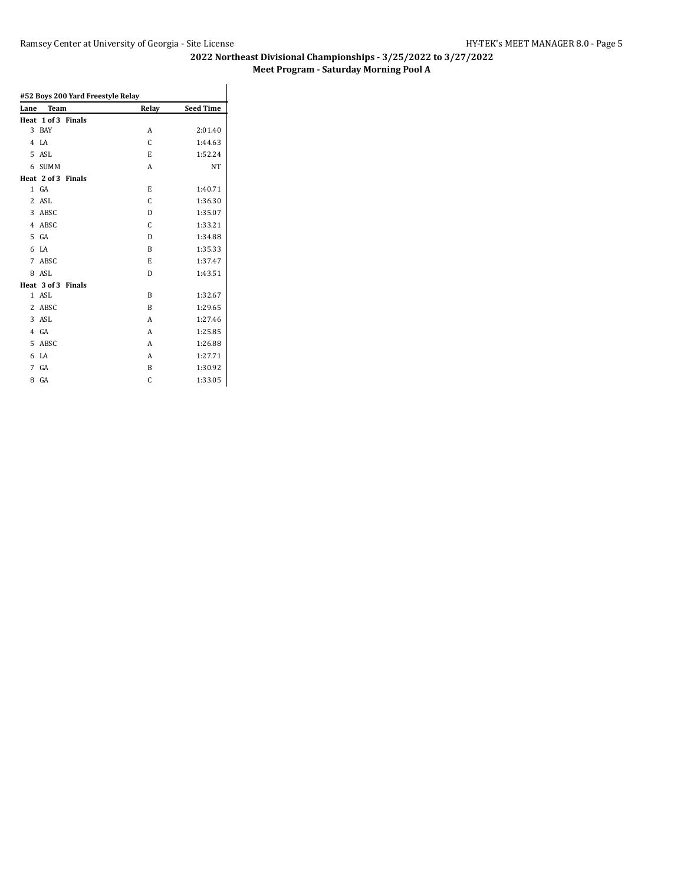## 2022 Northeast Divisional Championships - 3/25/2022 to 3/27/2022
### Meet Program - Saturday Morning Pool A

**#52 Boys 200 Yard Freestyle Relay**

| Lane | Team | Relay | Seed Time |
|---|---|---|---|
| **Heat 1 of 3 Finals** | | | |
| 3 | BAY | A | 2:01.40 |
| 4 | LA | C | 1:44.63 |
| 5 | ASL | E | 1:52.24 |
| 6 | SUMM | A | NT |
| **Heat 2 of 3 Finals** | | | |
| 1 | GA | E | 1:40.71 |
| 2 | ASL | C | 1:36.30 |
| 3 | ABSC | D | 1:35.07 |
| 4 | ABSC | C | 1:33.21 |
| 5 | GA | D | 1:34.88 |
| 6 | LA | B | 1:35.33 |
| 7 | ABSC | E | 1:37.47 |
| 8 | ASL | D | 1:43.51 |
| **Heat 3 of 3 Finals** | | | |
| 1 | ASL | B | 1:32.67 |
| 2 | ABSC | B | 1:29.65 |
| 3 | ASL | A | 1:27.46 |
| 4 | GA | A | 1:25.85 |
| 5 | ABSC | A | 1:26.88 |
| 6 | LA | A | 1:27.71 |
| 7 | GA | B | 1:30.92 |
| 8 | GA | C | 1:33.05 |